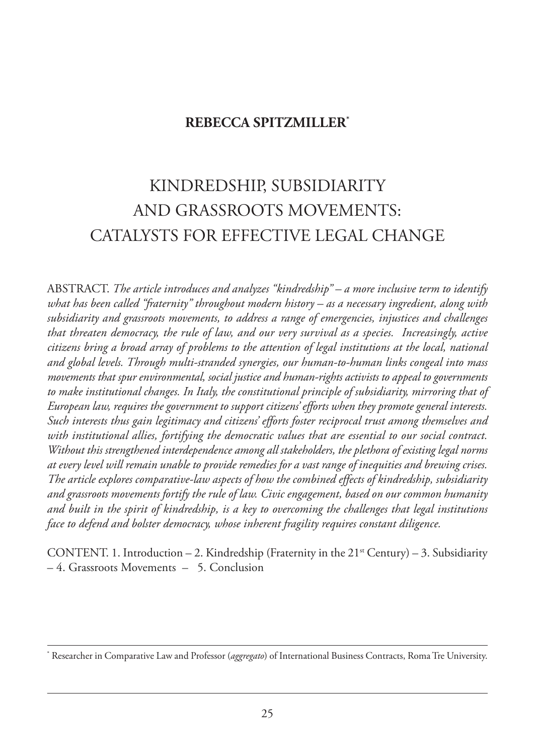**REBECCA SPITZMILLER**[*]

# KINDREDSHIP, SUBSIDIARITY AND GRASSROOTS MOVEMENTS: CATALYSTS FOR EFFECTIVE LEGAL CHANGE

ABSTRACT. *The article introduces and analyzes "kindredship" – a more inclusive term to identify what has been called "fraternity" throughout modern history – as a necessary ingredient, along with subsidiarity and grassroots movements, to address a range of emergencies, injustices and challenges that threaten democracy, the rule of law, and our very survival as a species. Increasingly, active citizens bring a broad array of problems to the attention of legal institutions at the local, national and global levels. Through multi-stranded synergies, our human-to-human links congeal into mass movements that spur environmental, social justice and human-rights activists to appeal to governments to make institutional changes. In Italy, the constitutional principle of subsidiarity, mirroring that of European law, requires the government to support citizens' efforts when they promote general interests. Such interests thus gain legitimacy and citizens' efforts foster reciprocal trust among themselves and with institutional allies, fortifying the democratic values that are essential to our social contract. Without this strengthened interdependence among all stakeholders, the plethora of existing legal norms at every level will remain unable to provide remedies for a vast range of inequities and brewing crises. The article explores comparative-law aspects of how the combined effects of kindredship, subsidiarity and grassroots movements fortify the rule of law. Civic engagement, based on our common humanity and built in the spirit of kindredship, is a key to overcoming the challenges that legal institutions face to defend and bolster democracy, whose inherent fragility requires constant diligence.*

CONTENT. 1. Introduction – 2. Kindredship (Fraternity in the 21st Century) – 3. Subsidiarity – 4. Grassroots Movements – 5. Conclusion

---

[*] Researcher in Comparative Law and Professor (*aggregato*) of International Business Contracts, Roma Tre University.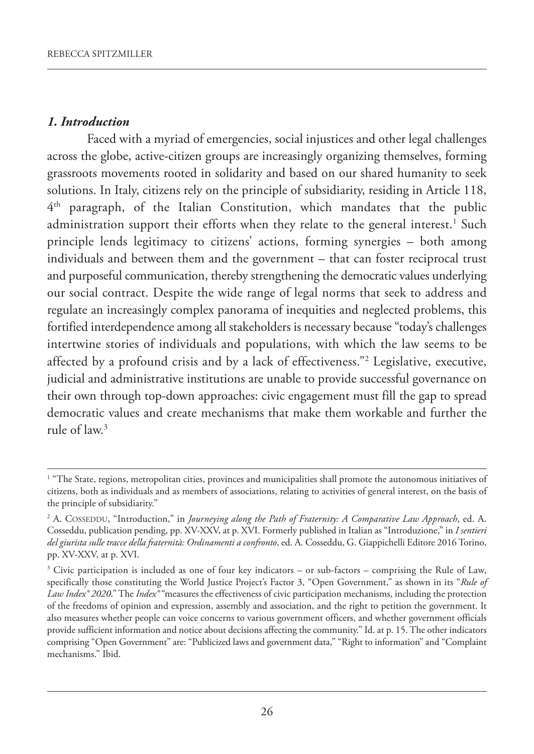### *1. Introduction*

Faced with a myriad of emergencies, social injustices and other legal challenges across the globe, active-citizen groups are increasingly organizing themselves, forming grassroots movements rooted in solidarity and based on our shared humanity to seek solutions. In Italy, citizens rely on the principle of subsidiarity, residing in Article 118, 4th paragraph, of the Italian Constitution, which mandates that the public administration support their efforts when they relate to the general interest.[1] Such principle lends legitimacy to citizens' actions, forming synergies – both among individuals and between them and the government – that can foster reciprocal trust and purposeful communication, thereby strengthening the democratic values underlying our social contract. Despite the wide range of legal norms that seek to address and regulate an increasingly complex panorama of inequities and neglected problems, this fortified interdependence among all stakeholders is necessary because "today's challenges intertwine stories of individuals and populations, with which the law seems to be affected by a profound crisis and by a lack of effectiveness."[2] Legislative, executive, judicial and administrative institutions are unable to provide successful governance on their own through top-down approaches: civic engagement must fill the gap to spread democratic values and create mechanisms that make them workable and further the rule of law.[3]

---

[1] "The State, regions, metropolitan cities, provinces and municipalities shall promote the autonomous initiatives of citizens, both as individuals and as members of associations, relating to activities of general interest, on the basis of the principle of subsidiarity."

[2] A. Cosseddu, "Introduction," in *Journeying along the Path of Fraternity: A Comparative Law Approach*, ed. A. Cosseddu, publication pending, pp. XV-XXV, at p. XVI. Formerly published in Italian as "Introduzione," in *I sentieri del giurista sulle tracce della fraternità: Ordinamenti a confronto*, ed. A. Cosseddu, G. Giappichelli Editore 2016 Torino, pp. XV-XXV, at p. XVI.

[3] Civic participation is included as one of four key indicators – or sub-factors – comprising the Rule of Law, specifically those constituting the World Justice Project's Factor 3, "Open Government," as shown in its "*Rule of Law Index® 2020*." The *Index®* "measures the effectiveness of civic participation mechanisms, including the protection of the freedoms of opinion and expression, assembly and association, and the right to petition the government. It also measures whether people can voice concerns to various government officers, and whether government officials provide sufficient information and notice about decisions affecting the community." Id. at p. 15. The other indicators comprising "Open Government" are: "Publicized laws and government data," "Right to information" and "Complaint mechanisms." Ibid.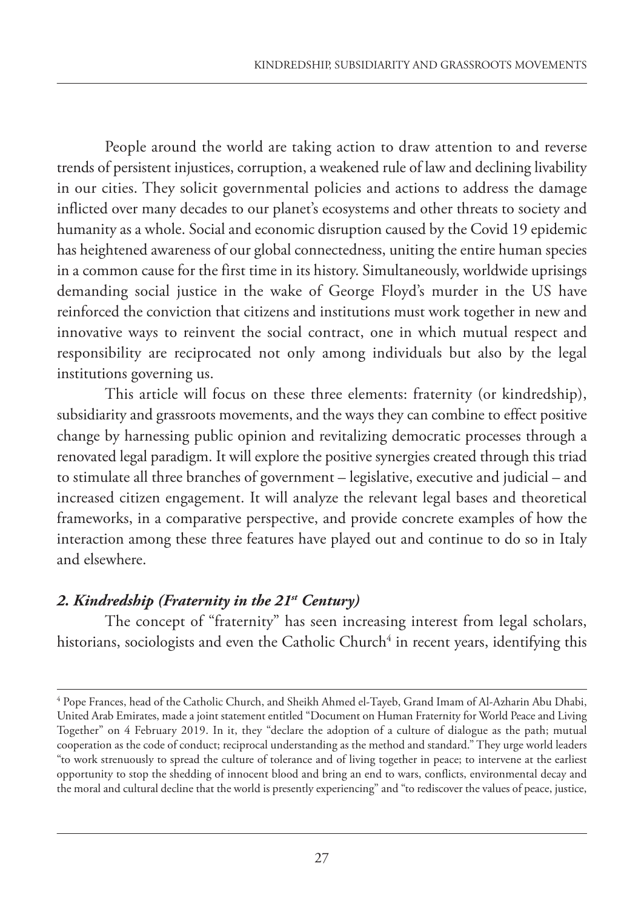People around the world are taking action to draw attention to and reverse trends of persistent injustices, corruption, a weakened rule of law and declining livability in our cities. They solicit governmental policies and actions to address the damage inflicted over many decades to our planet's ecosystems and other threats to society and humanity as a whole. Social and economic disruption caused by the Covid 19 epidemic has heightened awareness of our global connectedness, uniting the entire human species in a common cause for the first time in its history. Simultaneously, worldwide uprisings demanding social justice in the wake of George Floyd's murder in the US have reinforced the conviction that citizens and institutions must work together in new and innovative ways to reinvent the social contract, one in which mutual respect and responsibility are reciprocated not only among individuals but also by the legal institutions governing us.

This article will focus on these three elements: fraternity (or kindredship), subsidiarity and grassroots movements, and the ways they can combine to effect positive change by harnessing public opinion and revitalizing democratic processes through a renovated legal paradigm. It will explore the positive synergies created through this triad to stimulate all three branches of government – legislative, executive and judicial – and increased citizen engagement. It will analyze the relevant legal bases and theoretical frameworks, in a comparative perspective, and provide concrete examples of how the interaction among these three features have played out and continue to do so in Italy and elsewhere.

## *2. Kindredship (Fraternity in the 21st Century)*

The concept of "fraternity" has seen increasing interest from legal scholars, historians, sociologists and even the Catholic Church[4] in recent years, identifying this

[4] Pope Frances, head of the Catholic Church, and Sheikh Ahmed el-Tayeb, Grand Imam of Al-Azharin Abu Dhabi, United Arab Emirates, made a joint statement entitled "Document on Human Fraternity for World Peace and Living Together" on 4 February 2019. In it, they "declare the adoption of a culture of dialogue as the path; mutual cooperation as the code of conduct; reciprocal understanding as the method and standard." They urge world leaders "to work strenuously to spread the culture of tolerance and of living together in peace; to intervene at the earliest opportunity to stop the shedding of innocent blood and bring an end to wars, conflicts, environmental decay and the moral and cultural decline that the world is presently experiencing" and "to rediscover the values of peace, justice,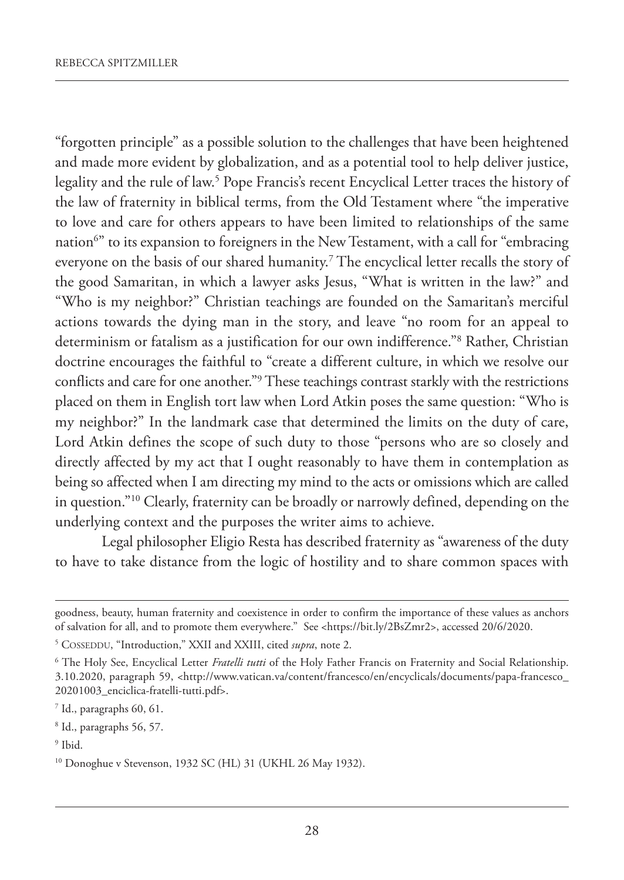"forgotten principle" as a possible solution to the challenges that have been heightened and made more evident by globalization, and as a potential tool to help deliver justice, legality and the rule of law.[5] Pope Francis's recent Encyclical Letter traces the history of the law of fraternity in biblical terms, from the Old Testament where "the imperative to love and care for others appears to have been limited to relationships of the same nation[6]" to its expansion to foreigners in the New Testament, with a call for "embracing everyone on the basis of our shared humanity.[7] The encyclical letter recalls the story of the good Samaritan, in which a lawyer asks Jesus, "What is written in the law?" and "Who is my neighbor?" Christian teachings are founded on the Samaritan's merciful actions towards the dying man in the story, and leave "no room for an appeal to determinism or fatalism as a justification for our own indifference."[8] Rather, Christian doctrine encourages the faithful to "create a different culture, in which we resolve our conflicts and care for one another."[9] These teachings contrast starkly with the restrictions placed on them in English tort law when Lord Atkin poses the same question: "Who is my neighbor?" In the landmark case that determined the limits on the duty of care, Lord Atkin defines the scope of such duty to those "persons who are so closely and directly affected by my act that I ought reasonably to have them in contemplation as being so affected when I am directing my mind to the acts or omissions which are called in question."[10] Clearly, fraternity can be broadly or narrowly defined, depending on the underlying context and the purposes the writer aims to achieve.

Legal philosopher Eligio Resta has described fraternity as "awareness of the duty to have to take distance from the logic of hostility and to share common spaces with

---

goodness, beauty, human fraternity and coexistence in order to confirm the importance of these values as anchors of salvation for all, and to promote them everywhere." See <https://bit.ly/2BsZmr2>, accessed 20/6/2020.

[5] Cosseddu, "Introduction," XXII and XXIII, cited *supra*, note 2.

[6] The Holy See, Encyclical Letter *Fratelli tutti* of the Holy Father Francis on Fraternity and Social Relationship. 3.10.2020, paragraph 59, <http://www.vatican.va/content/francesco/en/encyclicals/documents/papa-francesco_20201003_enciclica-fratelli-tutti.pdf>.

[7] Id., paragraphs 60, 61.

[8] Id., paragraphs 56, 57.

[9] Ibid.

[10] Donoghue v Stevenson, 1932 SC (HL) 31 (UKHL 26 May 1932).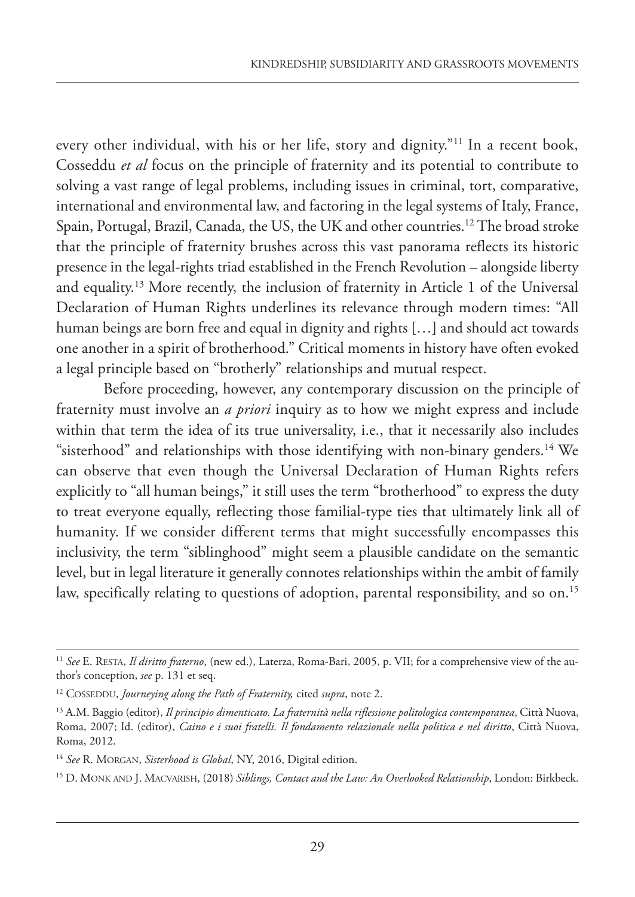every other individual, with his or her life, story and dignity."[11] In a recent book, Cosseddu *et al* focus on the principle of fraternity and its potential to contribute to solving a vast range of legal problems, including issues in criminal, tort, comparative, international and environmental law, and factoring in the legal systems of Italy, France, Spain, Portugal, Brazil, Canada, the US, the UK and other countries.[12] The broad stroke that the principle of fraternity brushes across this vast panorama reflects its historic presence in the legal-rights triad established in the French Revolution – alongside liberty and equality.[13] More recently, the inclusion of fraternity in Article 1 of the Universal Declaration of Human Rights underlines its relevance through modern times: "All human beings are born free and equal in dignity and rights […] and should act towards one another in a spirit of brotherhood." Critical moments in history have often evoked a legal principle based on "brotherly" relationships and mutual respect.

Before proceeding, however, any contemporary discussion on the principle of fraternity must involve an *a priori* inquiry as to how we might express and include within that term the idea of its true universality, i.e., that it necessarily also includes "sisterhood" and relationships with those identifying with non-binary genders.[14] We can observe that even though the Universal Declaration of Human Rights refers explicitly to "all human beings," it still uses the term "brotherhood" to express the duty to treat everyone equally, reflecting those familial-type ties that ultimately link all of humanity. If we consider different terms that might successfully encompasses this inclusivity, the term "siblinghood" might seem a plausible candidate on the semantic level, but in legal literature it generally connotes relationships within the ambit of family law, specifically relating to questions of adoption, parental responsibility, and so on.[15]

---

[11] *See* E. Resta, *Il diritto fraterno*, (new ed.), Laterza, Roma-Bari, 2005, p. VII; for a comprehensive view of the author's conception, *see* p. 131 et seq.

[12] Cosseddu, *Journeying along the Path of Fraternity,* cited *supra*, note 2.

[13] A.M. Baggio (editor), *Il principio dimenticato. La fraternità nella riflessione politologica contemporanea*, Città Nuova, Roma, 2007; Id. (editor), *Caino e i suoi fratelli. Il fondamento relazionale nella politica e nel diritto*, Città Nuova, Roma, 2012.

[14] *See* R. Morgan, *Sisterhood is Global*, NY, 2016, Digital edition.

[15] D. Monk and J. Macvarish, (2018) *Siblings, Contact and the Law: An Overlooked Relationship*, London: Birkbeck.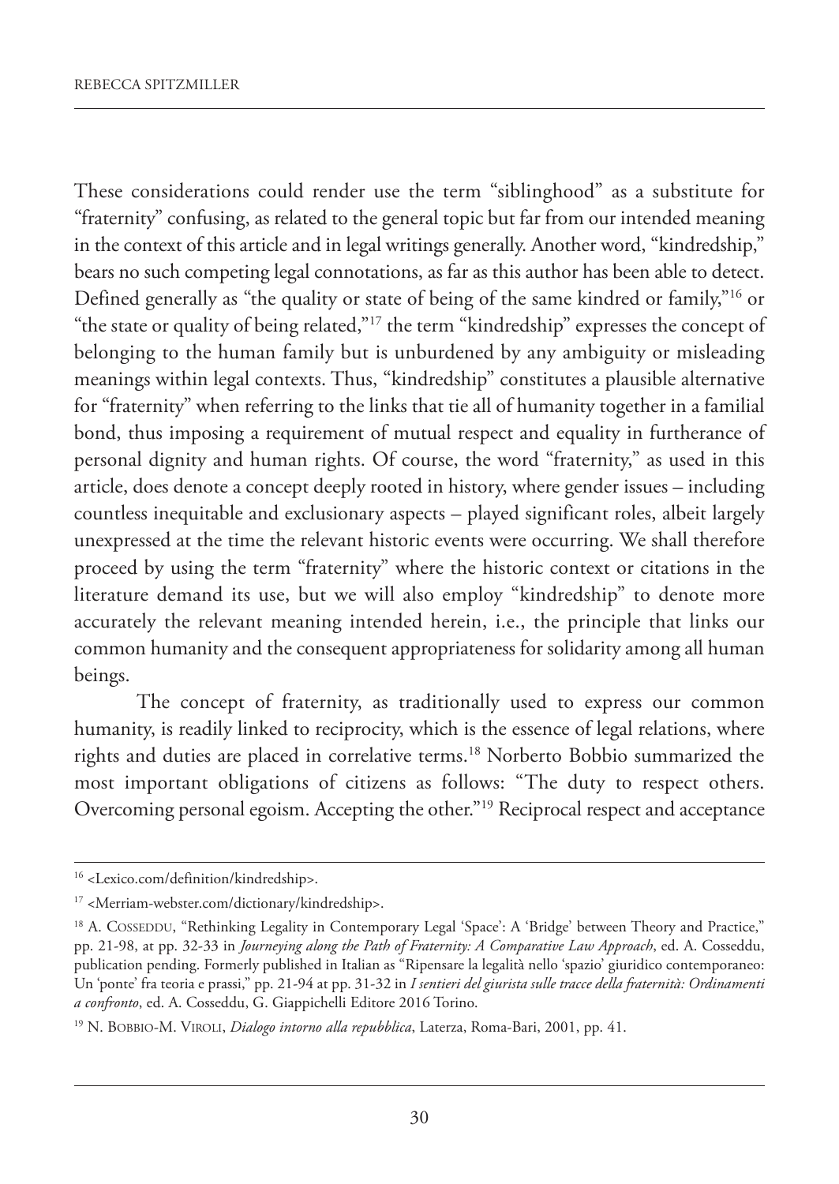These considerations could render use the term "siblinghood" as a substitute for "fraternity" confusing, as related to the general topic but far from our intended meaning in the context of this article and in legal writings generally. Another word, "kindredship," bears no such competing legal connotations, as far as this author has been able to detect. Defined generally as "the quality or state of being of the same kindred or family,"[16] or "the state or quality of being related,"[17] the term "kindredship" expresses the concept of belonging to the human family but is unburdened by any ambiguity or misleading meanings within legal contexts. Thus, "kindredship" constitutes a plausible alternative for "fraternity" when referring to the links that tie all of humanity together in a familial bond, thus imposing a requirement of mutual respect and equality in furtherance of personal dignity and human rights. Of course, the word "fraternity," as used in this article, does denote a concept deeply rooted in history, where gender issues – including countless inequitable and exclusionary aspects – played significant roles, albeit largely unexpressed at the time the relevant historic events were occurring. We shall therefore proceed by using the term "fraternity" where the historic context or citations in the literature demand its use, but we will also employ "kindredship" to denote more accurately the relevant meaning intended herein, i.e., the principle that links our common humanity and the consequent appropriateness for solidarity among all human beings.

The concept of fraternity, as traditionally used to express our common humanity, is readily linked to reciprocity, which is the essence of legal relations, where rights and duties are placed in correlative terms.[18] Norberto Bobbio summarized the most important obligations of citizens as follows: "The duty to respect others. Overcoming personal egoism. Accepting the other."[19] Reciprocal respect and acceptance

---

[16] <Lexico.com/definition/kindredship>.

[17] <Merriam-webster.com/dictionary/kindredship>.

[18] A. Cosseddu, "Rethinking Legality in Contemporary Legal 'Space': A 'Bridge' between Theory and Practice," pp. 21-98, at pp. 32-33 in *Journeying along the Path of Fraternity: A Comparative Law Approach*, ed. A. Cosseddu, publication pending. Formerly published in Italian as "Ripensare la legalità nello 'spazio' giuridico contemporaneo: Un 'ponte' fra teoria e prassi," pp. 21-94 at pp. 31-32 in *I sentieri del giurista sulle tracce della fraternità: Ordinamenti a confronto*, ed. A. Cosseddu, G. Giappichelli Editore 2016 Torino.

[19] N. Bobbio-M. Viroli, *Dialogo intorno alla repubblica*, Laterza, Roma-Bari, 2001, pp. 41.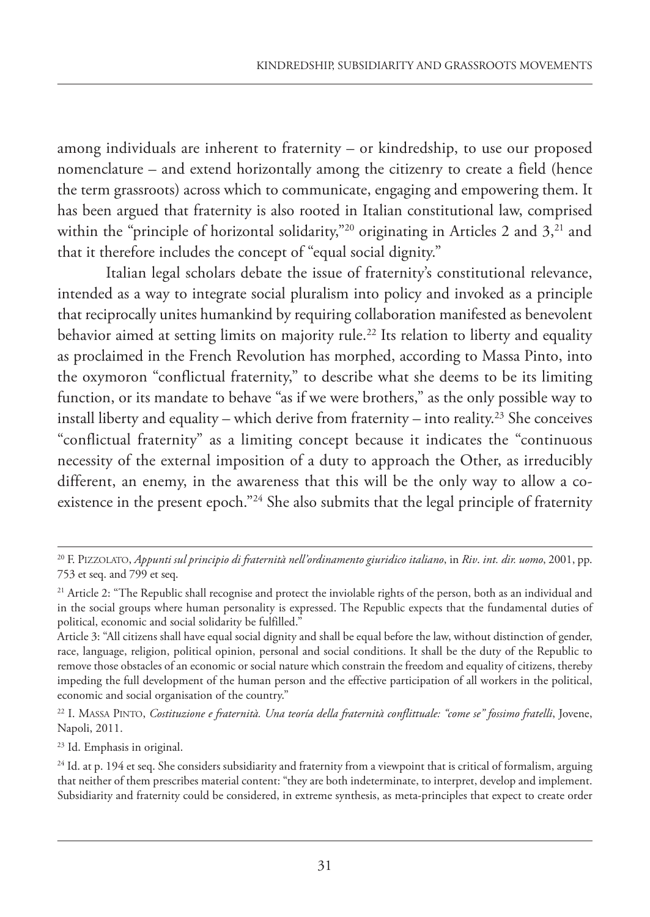among individuals are inherent to fraternity – or kindredship, to use our proposed nomenclature – and extend horizontally among the citizenry to create a field (hence the term grassroots) across which to communicate, engaging and empowering them. It has been argued that fraternity is also rooted in Italian constitutional law, comprised within the "principle of horizontal solidarity,"[20] originating in Articles 2 and 3,[21] and that it therefore includes the concept of "equal social dignity."

Italian legal scholars debate the issue of fraternity's constitutional relevance, intended as a way to integrate social pluralism into policy and invoked as a principle that reciprocally unites humankind by requiring collaboration manifested as benevolent behavior aimed at setting limits on majority rule.[22] Its relation to liberty and equality as proclaimed in the French Revolution has morphed, according to Massa Pinto, into the oxymoron "conflictual fraternity," to describe what she deems to be its limiting function, or its mandate to behave "as if we were brothers," as the only possible way to install liberty and equality – which derive from fraternity – into reality.[23] She conceives "conflictual fraternity" as a limiting concept because it indicates the "continuous necessity of the external imposition of a duty to approach the Other, as irreducibly different, an enemy, in the awareness that this will be the only way to allow a co-existence in the present epoch."[24] She also submits that the legal principle of fraternity

---

[20] F. Pizzolato, *Appunti sul principio di fraternità nell'ordinamento giuridico italiano*, in *Riv. int. dir. uomo*, 2001, pp. 753 et seq. and 799 et seq.

[21] Article 2: "The Republic shall recognise and protect the inviolable rights of the person, both as an individual and in the social groups where human personality is expressed. The Republic expects that the fundamental duties of political, economic and social solidarity be fulfilled."

Article 3: "All citizens shall have equal social dignity and shall be equal before the law, without distinction of gender, race, language, religion, political opinion, personal and social conditions. It shall be the duty of the Republic to remove those obstacles of an economic or social nature which constrain the freedom and equality of citizens, thereby impeding the full development of the human person and the effective participation of all workers in the political, economic and social organisation of the country."

[22] I. Massa Pinto, *Costituzione e fraternità. Una teoria della fraternità conflittuale: "come se" fossimo fratelli*, Jovene, Napoli, 2011.

[23] Id. Emphasis in original.

[24] Id. at p. 194 et seq. She considers subsidiarity and fraternity from a viewpoint that is critical of formalism, arguing that neither of them prescribes material content: "they are both indeterminate, to interpret, develop and implement. Subsidiarity and fraternity could be considered, in extreme synthesis, as meta-principles that expect to create order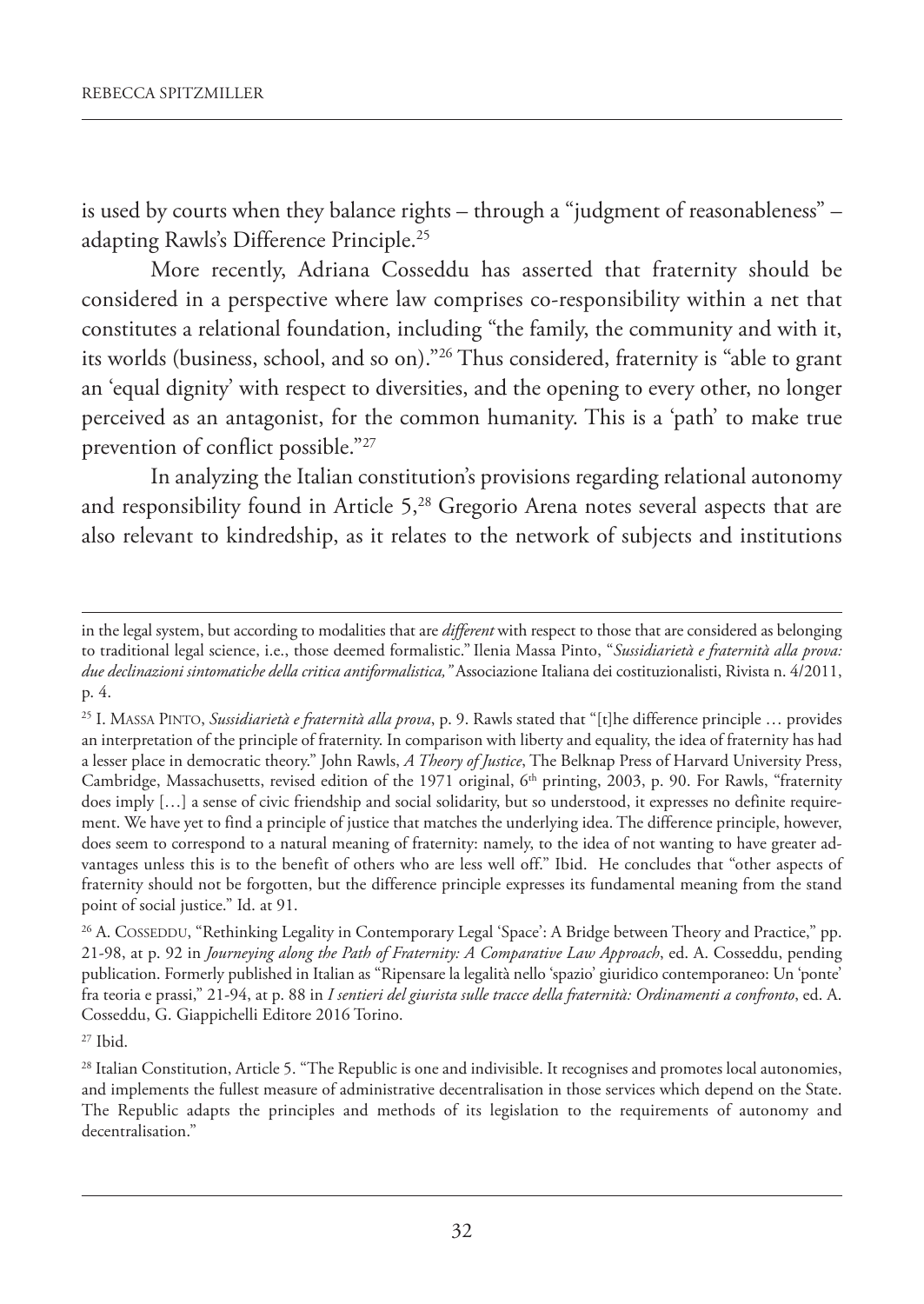is used by courts when they balance rights – through a "judgment of reasonableness" – adapting Rawls's Difference Principle.[25]

More recently, Adriana Cosseddu has asserted that fraternity should be considered in a perspective where law comprises co-responsibility within a net that constitutes a relational foundation, including "the family, the community and with it, its worlds (business, school, and so on)."[26] Thus considered, fraternity is "able to grant an 'equal dignity' with respect to diversities, and the opening to every other, no longer perceived as an antagonist, for the common humanity. This is a 'path' to make true prevention of conflict possible."[27]

In analyzing the Italian constitution's provisions regarding relational autonomy and responsibility found in Article 5,[28] Gregorio Arena notes several aspects that are also relevant to kindredship, as it relates to the network of subjects and institutions

---

in the legal system, but according to modalities that are *different* with respect to those that are considered as belonging to traditional legal science, i.e., those deemed formalistic." Ilenia Massa Pinto, "*Sussidiarietà e fraternità alla prova: due declinazioni sintomatiche della critica antiformalistica,"* Associazione Italiana dei costituzionalisti, Rivista n. 4/2011, p. 4.

[25] I. Massa Pinto, *Sussidiarietà e fraternità alla prova*, p. 9. Rawls stated that "[t]he difference principle … provides an interpretation of the principle of fraternity. In comparison with liberty and equality, the idea of fraternity has had a lesser place in democratic theory." John Rawls, *A Theory of Justice*, The Belknap Press of Harvard University Press, Cambridge, Massachusetts, revised edition of the 1971 original, 6th printing, 2003, p. 90. For Rawls, "fraternity does imply […] a sense of civic friendship and social solidarity, but so understood, it expresses no definite requirement. We have yet to find a principle of justice that matches the underlying idea. The difference principle, however, does seem to correspond to a natural meaning of fraternity: namely, to the idea of not wanting to have greater advantages unless this is to the benefit of others who are less well off." Ibid. He concludes that "other aspects of fraternity should not be forgotten, but the difference principle expresses its fundamental meaning from the stand point of social justice." Id. at 91.

[26] A. Cosseddu, "Rethinking Legality in Contemporary Legal 'Space': A Bridge between Theory and Practice," pp. 21-98, at p. 92 in *Journeying along the Path of Fraternity: A Comparative Law Approach*, ed. A. Cosseddu, pending publication. Formerly published in Italian as "Ripensare la legalità nello 'spazio' giuridico contemporaneo: Un 'ponte' fra teoria e prassi," 21-94, at p. 88 in *I sentieri del giurista sulle tracce della fraternità: Ordinamenti a confronto*, ed. A. Cosseddu, G. Giappichelli Editore 2016 Torino.

[27] Ibid.

[28] Italian Constitution, Article 5. "The Republic is one and indivisible. It recognises and promotes local autonomies, and implements the fullest measure of administrative decentralisation in those services which depend on the State. The Republic adapts the principles and methods of its legislation to the requirements of autonomy and decentralisation."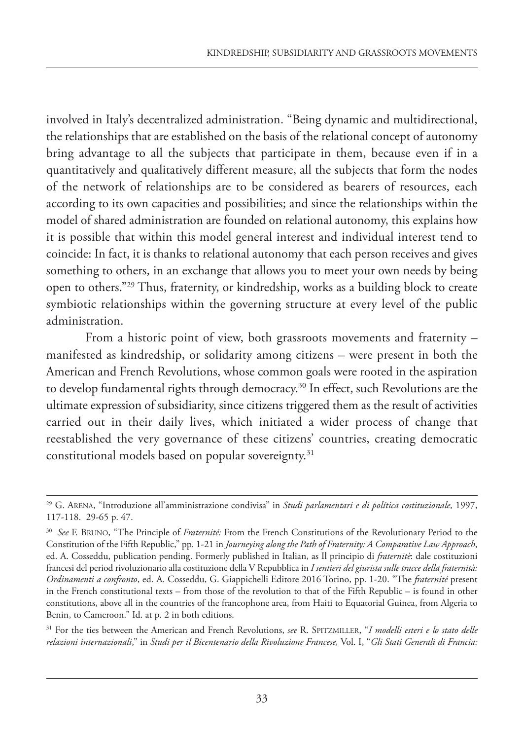involved in Italy's decentralized administration. "Being dynamic and multidirectional, the relationships that are established on the basis of the relational concept of autonomy bring advantage to all the subjects that participate in them, because even if in a quantitatively and qualitatively different measure, all the subjects that form the nodes of the network of relationships are to be considered as bearers of resources, each according to its own capacities and possibilities; and since the relationships within the model of shared administration are founded on relational autonomy, this explains how it is possible that within this model general interest and individual interest tend to coincide: In fact, it is thanks to relational autonomy that each person receives and gives something to others, in an exchange that allows you to meet your own needs by being open to others."[29] Thus, fraternity, or kindredship, works as a building block to create symbiotic relationships within the governing structure at every level of the public administration.

From a historic point of view, both grassroots movements and fraternity – manifested as kindredship, or solidarity among citizens – were present in both the American and French Revolutions, whose common goals were rooted in the aspiration to develop fundamental rights through democracy.[30] In effect, such Revolutions are the ultimate expression of subsidiarity, since citizens triggered them as the result of activities carried out in their daily lives, which initiated a wider process of change that reestablished the very governance of these citizens' countries, creating democratic constitutional models based on popular sovereignty.[31]

---

[29] G. Arena, "Introduzione all'amministrazione condivisa" in *Studi parlamentari e di politica costituzionale,* 1997, 117-118. 29-65 p. 47.

[30] *See* F. Bruno, "The Principle of *Fraternité:* From the French Constitutions of the Revolutionary Period to the Constitution of the Fifth Republic," pp. 1-21 in *Journeying along the Path of Fraternity: A Comparative Law Approach*, ed. A. Cosseddu, publication pending. Formerly published in Italian, as Il principio di *fraternitè*: dale costituzioni francesi del period rivoluzionario alla costituzione della V Repubblica in *I sentieri del giurista sulle tracce della fraternità: Ordinamenti a confronto*, ed. A. Cosseddu, G. Giappichelli Editore 2016 Torino, pp. 1-20. "The *fraternité* present in the French constitutional texts – from those of the revolution to that of the Fifth Republic – is found in other constitutions, above all in the countries of the francophone area, from Haiti to Equatorial Guinea, from Algeria to Benin, to Cameroon." Id. at p. 2 in both editions.

[31] For the ties between the American and French Revolutions, *see* R. Spitzmiller, "*I modelli esteri e lo stato delle relazioni internazionali*," in *Studi per il Bicentenario della Rivoluzione Francese,* Vol. I, "*Gli Stati Generali di Francia:*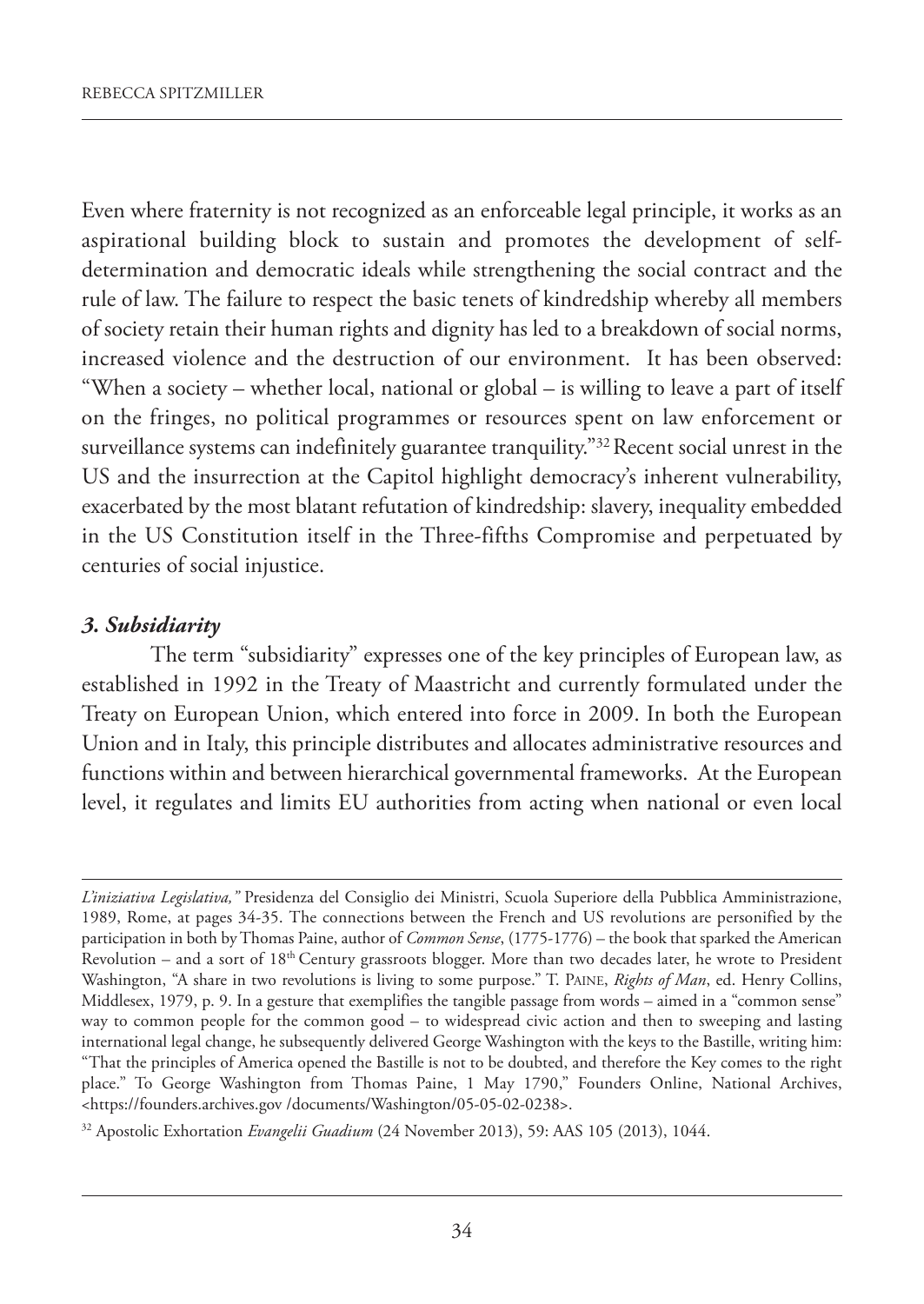Even where fraternity is not recognized as an enforceable legal principle, it works as an aspirational building block to sustain and promotes the development of self-determination and democratic ideals while strengthening the social contract and the rule of law. The failure to respect the basic tenets of kindredship whereby all members of society retain their human rights and dignity has led to a breakdown of social norms, increased violence and the destruction of our environment. It has been observed: "When a society – whether local, national or global – is willing to leave a part of itself on the fringes, no political programmes or resources spent on law enforcement or surveillance systems can indefinitely guarantee tranquility."[32] Recent social unrest in the US and the insurrection at the Capitol highlight democracy's inherent vulnerability, exacerbated by the most blatant refutation of kindredship: slavery, inequality embedded in the US Constitution itself in the Three-fifths Compromise and perpetuated by centuries of social injustice.

### *3. Subsidiarity*

The term "subsidiarity" expresses one of the key principles of European law, as established in 1992 in the Treaty of Maastricht and currently formulated under the Treaty on European Union, which entered into force in 2009. In both the European Union and in Italy, this principle distributes and allocates administrative resources and functions within and between hierarchical governmental frameworks. At the European level, it regulates and limits EU authorities from acting when national or even local

---

*L'iniziativa Legislativa,"* Presidenza del Consiglio dei Ministri, Scuola Superiore della Pubblica Amministrazione, 1989, Rome, at pages 34-35. The connections between the French and US revolutions are personified by the participation in both by Thomas Paine, author of *Common Sense*, (1775-1776) – the book that sparked the American Revolution – and a sort of 18th Century grassroots blogger. More than two decades later, he wrote to President Washington, "A share in two revolutions is living to some purpose." T. Paine, *Rights of Man*, ed. Henry Collins, Middlesex, 1979, p. 9. In a gesture that exemplifies the tangible passage from words – aimed in a "common sense" way to common people for the common good – to widespread civic action and then to sweeping and lasting international legal change, he subsequently delivered George Washington with the keys to the Bastille, writing him: "That the principles of America opened the Bastille is not to be doubted, and therefore the Key comes to the right place." To George Washington from Thomas Paine, 1 May 1790," Founders Online, National Archives, <https://founders.archives.gov /documents/Washington/05-05-02-0238>.

[32] Apostolic Exhortation *Evangelii Guadium* (24 November 2013), 59: AAS 105 (2013), 1044.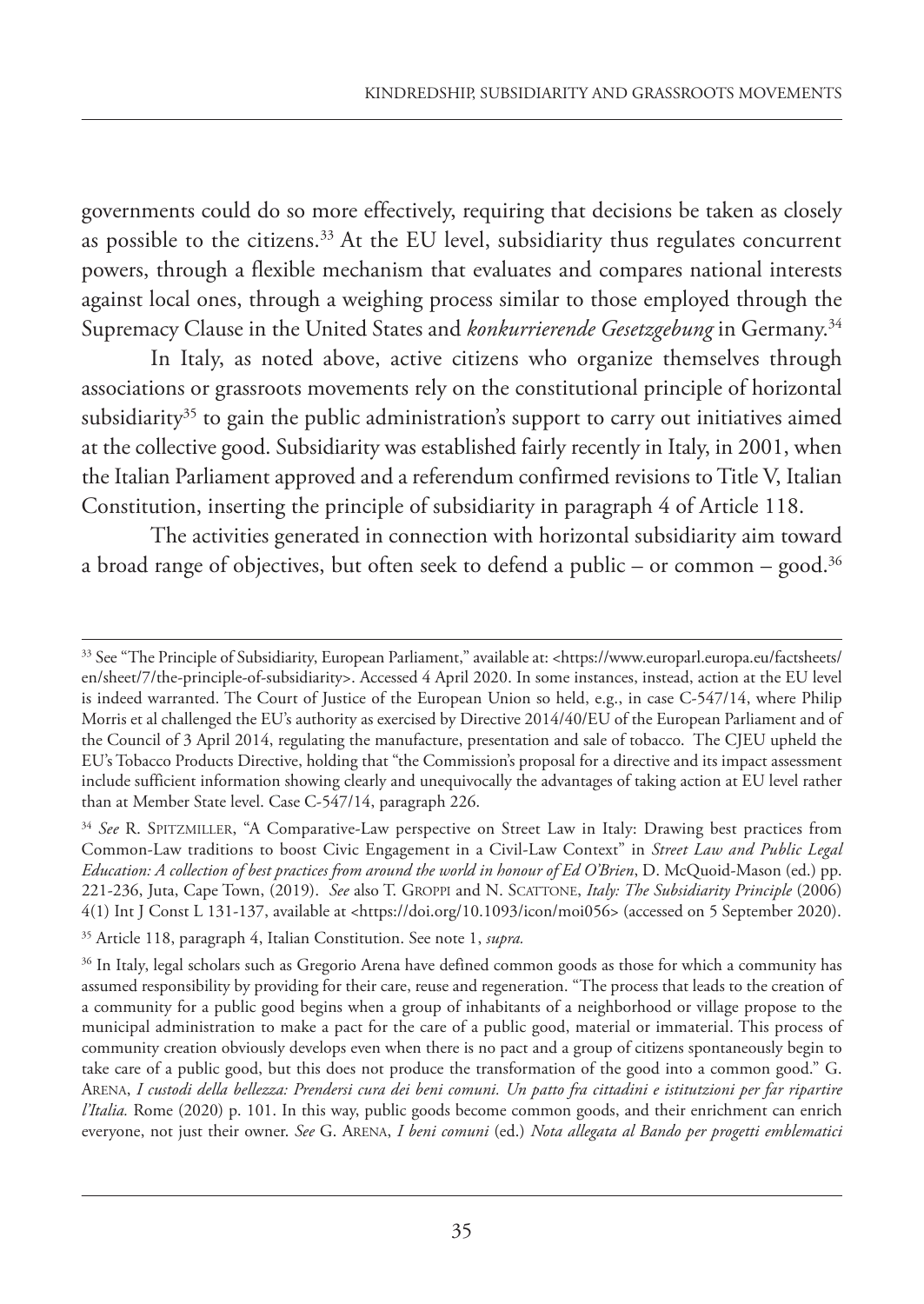governments could do so more effectively, requiring that decisions be taken as closely as possible to the citizens.[33] At the EU level, subsidiarity thus regulates concurrent powers, through a flexible mechanism that evaluates and compares national interests against local ones, through a weighing process similar to those employed through the Supremacy Clause in the United States and *konkurrierende Gesetzgebung* in Germany.[34]

In Italy, as noted above, active citizens who organize themselves through associations or grassroots movements rely on the constitutional principle of horizontal subsidiarity[35] to gain the public administration's support to carry out initiatives aimed at the collective good. Subsidiarity was established fairly recently in Italy, in 2001, when the Italian Parliament approved and a referendum confirmed revisions to Title V, Italian Constitution, inserting the principle of subsidiarity in paragraph 4 of Article 118.

The activities generated in connection with horizontal subsidiarity aim toward a broad range of objectives, but often seek to defend a public – or common – good.[36]

---

[33] See "The Principle of Subsidiarity, European Parliament," available at: <https://www.europarl.europa.eu/factsheets/en/sheet/7/the-principle-of-subsidiarity>. Accessed 4 April 2020. In some instances, instead, action at the EU level is indeed warranted. The Court of Justice of the European Union so held, e.g., in case C-547/14, where Philip Morris et al challenged the EU's authority as exercised by Directive 2014/40/EU of the European Parliament and of the Council of 3 April 2014, regulating the manufacture, presentation and sale of tobacco. The CJEU upheld the EU's Tobacco Products Directive, holding that "the Commission's proposal for a directive and its impact assessment include sufficient information showing clearly and unequivocally the advantages of taking action at EU level rather than at Member State level. Case C-547/14, paragraph 226.

[34] *See* R. Spitzmiller, "A Comparative-Law perspective on Street Law in Italy: Drawing best practices from Common-Law traditions to boost Civic Engagement in a Civil-Law Context" in *Street Law and Public Legal Education: A collection of best practices from around the world in honour of Ed O'Brien*, D. McQuoid-Mason (ed.) pp. 221-236, Juta, Cape Town, (2019). *See* also T. Groppi and N. Scattone, *Italy: The Subsidiarity Principle* (2006) 4(1) Int J Const L 131-137, available at <https://doi.org/10.1093/icon/moi056> (accessed on 5 September 2020).

[35] Article 118, paragraph 4, Italian Constitution. See note 1, *supra.*

[36] In Italy, legal scholars such as Gregorio Arena have defined common goods as those for which a community has assumed responsibility by providing for their care, reuse and regeneration. "The process that leads to the creation of a community for a public good begins when a group of inhabitants of a neighborhood or village propose to the municipal administration to make a pact for the care of a public good, material or immaterial. This process of community creation obviously develops even when there is no pact and a group of citizens spontaneously begin to take care of a public good, but this does not produce the transformation of the good into a common good." G. Arena, *I custodi della bellezza: Prendersi cura dei beni comuni. Un patto fra cittadini e istitutzioni per far ripartire l'Italia.* Rome (2020) p. 101. In this way, public goods become common goods, and their enrichment can enrich everyone, not just their owner. *See* G. Arena, *I beni comuni* (ed.) *Nota allegata al Bando per progetti emblematici*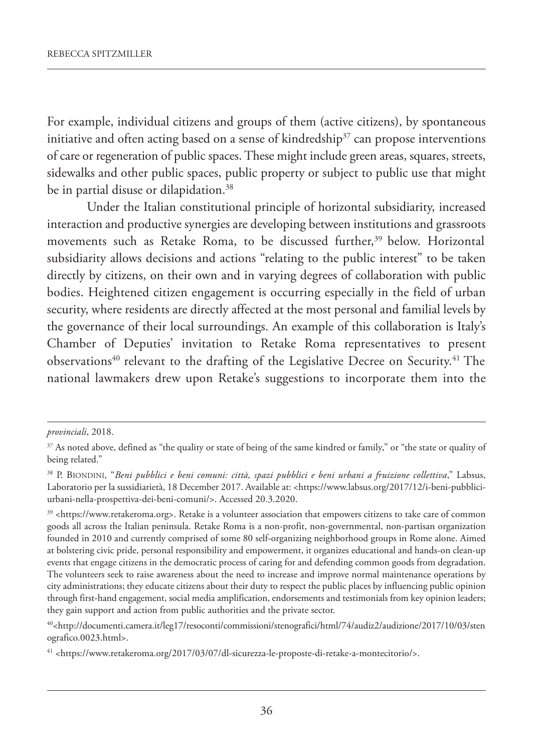For example, individual citizens and groups of them (active citizens), by spontaneous initiative and often acting based on a sense of kindredship[37] can propose interventions of care or regeneration of public spaces. These might include green areas, squares, streets, sidewalks and other public spaces, public property or subject to public use that might be in partial disuse or dilapidation.[38]

Under the Italian constitutional principle of horizontal subsidiarity, increased interaction and productive synergies are developing between institutions and grassroots movements such as Retake Roma, to be discussed further,[39] below. Horizontal subsidiarity allows decisions and actions "relating to the public interest" to be taken directly by citizens, on their own and in varying degrees of collaboration with public bodies. Heightened citizen engagement is occurring especially in the field of urban security, where residents are directly affected at the most personal and familial levels by the governance of their local surroundings. An example of this collaboration is Italy's Chamber of Deputies' invitation to Retake Roma representatives to present observations[40] relevant to the drafting of the Legislative Decree on Security.[41] The national lawmakers drew upon Retake's suggestions to incorporate them into the

---

*provinciali*, 2018.

[37] As noted above, defined as "the quality or state of being of the same kindred or family," or "the state or quality of being related."

[38] P. Biondini, "*Beni pubblici e beni comuni: città, spazi pubblici e beni urbani a fruizione collettiva*," Labsus, Laboratorio per la sussidiarietà, 18 December 2017. Available at: <https://www.labsus.org/2017/12/i-beni-pubblici-urbani-nella-prospettiva-dei-beni-comuni/>. Accessed 20.3.2020.

[39] <https://www.retakeroma.org>. Retake is a volunteer association that empowers citizens to take care of common goods all across the Italian peninsula. Retake Roma is a non-profit, non-governmental, non-partisan organization founded in 2010 and currently comprised of some 80 self-organizing neighborhood groups in Rome alone. Aimed at bolstering civic pride, personal responsibility and empowerment, it organizes educational and hands-on clean-up events that engage citizens in the democratic process of caring for and defending common goods from degradation. The volunteers seek to raise awareness about the need to increase and improve normal maintenance operations by city administrations; they educate citizens about their duty to respect the public places by influencing public opinion through first-hand engagement, social media amplification, endorsements and testimonials from key opinion leaders; they gain support and action from public authorities and the private sector.

[40] <http://documenti.camera.it/leg17/resoconti/commissioni/stenografici/html/74/audiz2/audizione/2017/10/03/stenografico.0023.html>.

[41] <https://www.retakeroma.org/2017/03/07/dl-sicurezza-le-proposte-di-retake-a-montecitorio/>.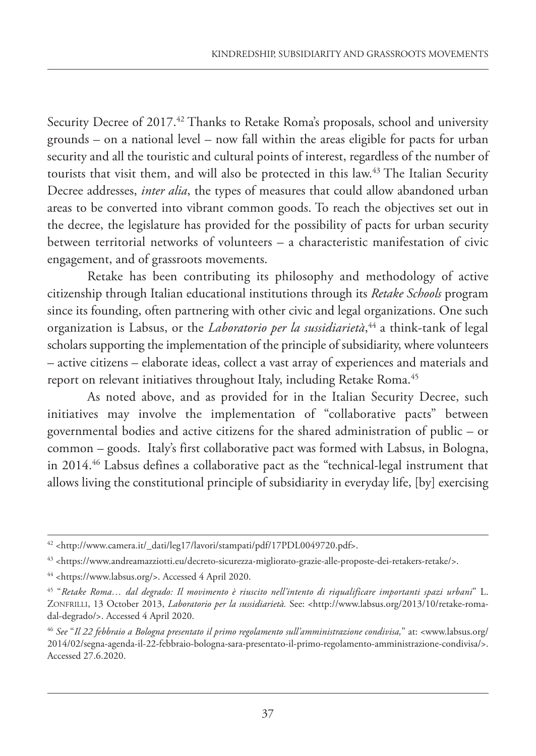Security Decree of 2017.[42] Thanks to Retake Roma's proposals, school and university grounds – on a national level – now fall within the areas eligible for pacts for urban security and all the touristic and cultural points of interest, regardless of the number of tourists that visit them, and will also be protected in this law.[43] The Italian Security Decree addresses, *inter alia*, the types of measures that could allow abandoned urban areas to be converted into vibrant common goods. To reach the objectives set out in the decree, the legislature has provided for the possibility of pacts for urban security between territorial networks of volunteers – a characteristic manifestation of civic engagement, and of grassroots movements.

Retake has been contributing its philosophy and methodology of active citizenship through Italian educational institutions through its *Retake Schools* program since its founding, often partnering with other civic and legal organizations. One such organization is Labsus, or the *Laboratorio per la sussidiarietà*,[44] a think-tank of legal scholars supporting the implementation of the principle of subsidiarity, where volunteers – active citizens – elaborate ideas, collect a vast array of experiences and materials and report on relevant initiatives throughout Italy, including Retake Roma.[45]

As noted above, and as provided for in the Italian Security Decree, such initiatives may involve the implementation of "collaborative pacts" between governmental bodies and active citizens for the shared administration of public – or common – goods. Italy's first collaborative pact was formed with Labsus, in Bologna, in 2014.[46] Labsus defines a collaborative pact as the "technical-legal instrument that allows living the constitutional principle of subsidiarity in everyday life, [by] exercising

---

[42] <http://www.camera.it/_dati/leg17/lavori/stampati/pdf/17PDL0049720.pdf>.

[43] <https://www.andreamazziotti.eu/decreto-sicurezza-migliorato-grazie-alle-proposte-dei-retakers-retake/>.

[44] <https://www.labsus.org/>. Accessed 4 April 2020.

[45] "*Retake Roma… dal degrado: Il movimento è riuscito nell'intento di riqualificare importanti spazi urbani*" L. Zonfrilli, 13 October 2013, *Laboratorio per la sussidiarietà.* See: <http://www.labsus.org/2013/10/retake-roma-dal-degrado/>. Accessed 4 April 2020.

[46] *See* "*Il 22 febbraio a Bologna presentato il primo regolamento sull'amministrazione condivisa,*" at: <www.labsus.org/2014/02/segna-agenda-il-22-febbraio-bologna-sara-presentato-il-primo-regolamento-amministrazione-condivisa/>. Accessed 27.6.2020.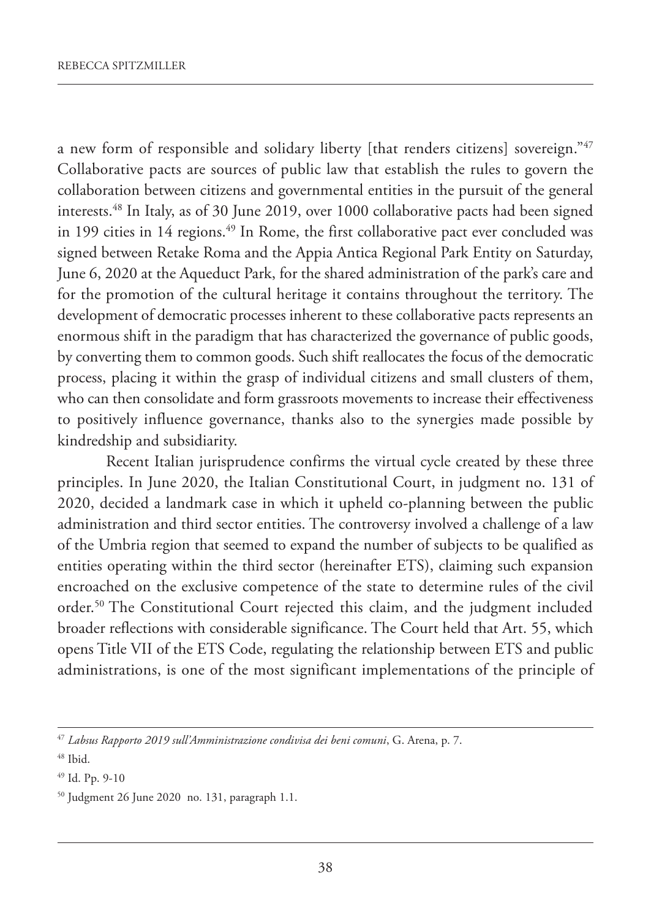a new form of responsible and solidary liberty [that renders citizens] sovereign."[47] Collaborative pacts are sources of public law that establish the rules to govern the collaboration between citizens and governmental entities in the pursuit of the general interests.[48] In Italy, as of 30 June 2019, over 1000 collaborative pacts had been signed in 199 cities in 14 regions.[49] In Rome, the first collaborative pact ever concluded was signed between Retake Roma and the Appia Antica Regional Park Entity on Saturday, June 6, 2020 at the Aqueduct Park, for the shared administration of the park's care and for the promotion of the cultural heritage it contains throughout the territory. The development of democratic processes inherent to these collaborative pacts represents an enormous shift in the paradigm that has characterized the governance of public goods, by converting them to common goods. Such shift reallocates the focus of the democratic process, placing it within the grasp of individual citizens and small clusters of them, who can then consolidate and form grassroots movements to increase their effectiveness to positively influence governance, thanks also to the synergies made possible by kindredship and subsidiarity.

Recent Italian jurisprudence confirms the virtual cycle created by these three principles. In June 2020, the Italian Constitutional Court, in judgment no. 131 of 2020, decided a landmark case in which it upheld co-planning between the public administration and third sector entities. The controversy involved a challenge of a law of the Umbria region that seemed to expand the number of subjects to be qualified as entities operating within the third sector (hereinafter ETS), claiming such expansion encroached on the exclusive competence of the state to determine rules of the civil order.[50] The Constitutional Court rejected this claim, and the judgment included broader reflections with considerable significance. The Court held that Art. 55, which opens Title VII of the ETS Code, regulating the relationship between ETS and public administrations, is one of the most significant implementations of the principle of

---

[47] *Labsus Rapporto 2019 sull'Amministrazione condivisa dei beni comuni*, G. Arena, p. 7.

[48] Ibid.

[49] Id. Pp. 9-10

[50] Judgment 26 June 2020 no. 131, paragraph 1.1.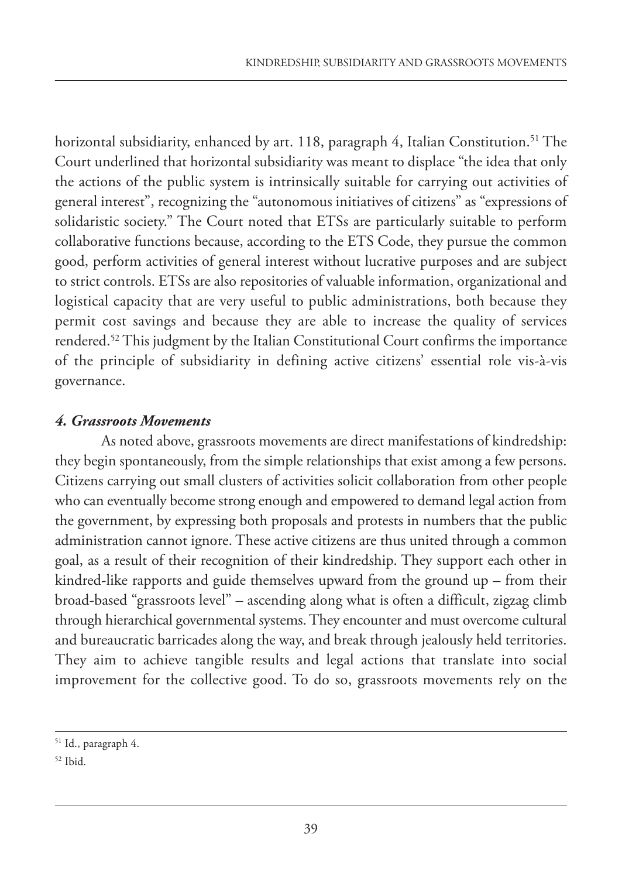horizontal subsidiarity, enhanced by art. 118, paragraph 4, Italian Constitution.[51] The Court underlined that horizontal subsidiarity was meant to displace "the idea that only the actions of the public system is intrinsically suitable for carrying out activities of general interest", recognizing the "autonomous initiatives of citizens" as "expressions of solidaristic society." The Court noted that ETSs are particularly suitable to perform collaborative functions because, according to the ETS Code, they pursue the common good, perform activities of general interest without lucrative purposes and are subject to strict controls. ETSs are also repositories of valuable information, organizational and logistical capacity that are very useful to public administrations, both because they permit cost savings and because they are able to increase the quality of services rendered.[52] This judgment by the Italian Constitutional Court confirms the importance of the principle of subsidiarity in defining active citizens' essential role vis-à-vis governance.

### *4. Grassroots Movements*

As noted above, grassroots movements are direct manifestations of kindredship: they begin spontaneously, from the simple relationships that exist among a few persons. Citizens carrying out small clusters of activities solicit collaboration from other people who can eventually become strong enough and empowered to demand legal action from the government, by expressing both proposals and protests in numbers that the public administration cannot ignore. These active citizens are thus united through a common goal, as a result of their recognition of their kindredship. They support each other in kindred-like rapports and guide themselves upward from the ground up – from their broad-based "grassroots level" – ascending along what is often a difficult, zigzag climb through hierarchical governmental systems. They encounter and must overcome cultural and bureaucratic barricades along the way, and break through jealously held territories. They aim to achieve tangible results and legal actions that translate into social improvement for the collective good. To do so, grassroots movements rely on the

[51] Id., paragraph 4.

[52] Ibid.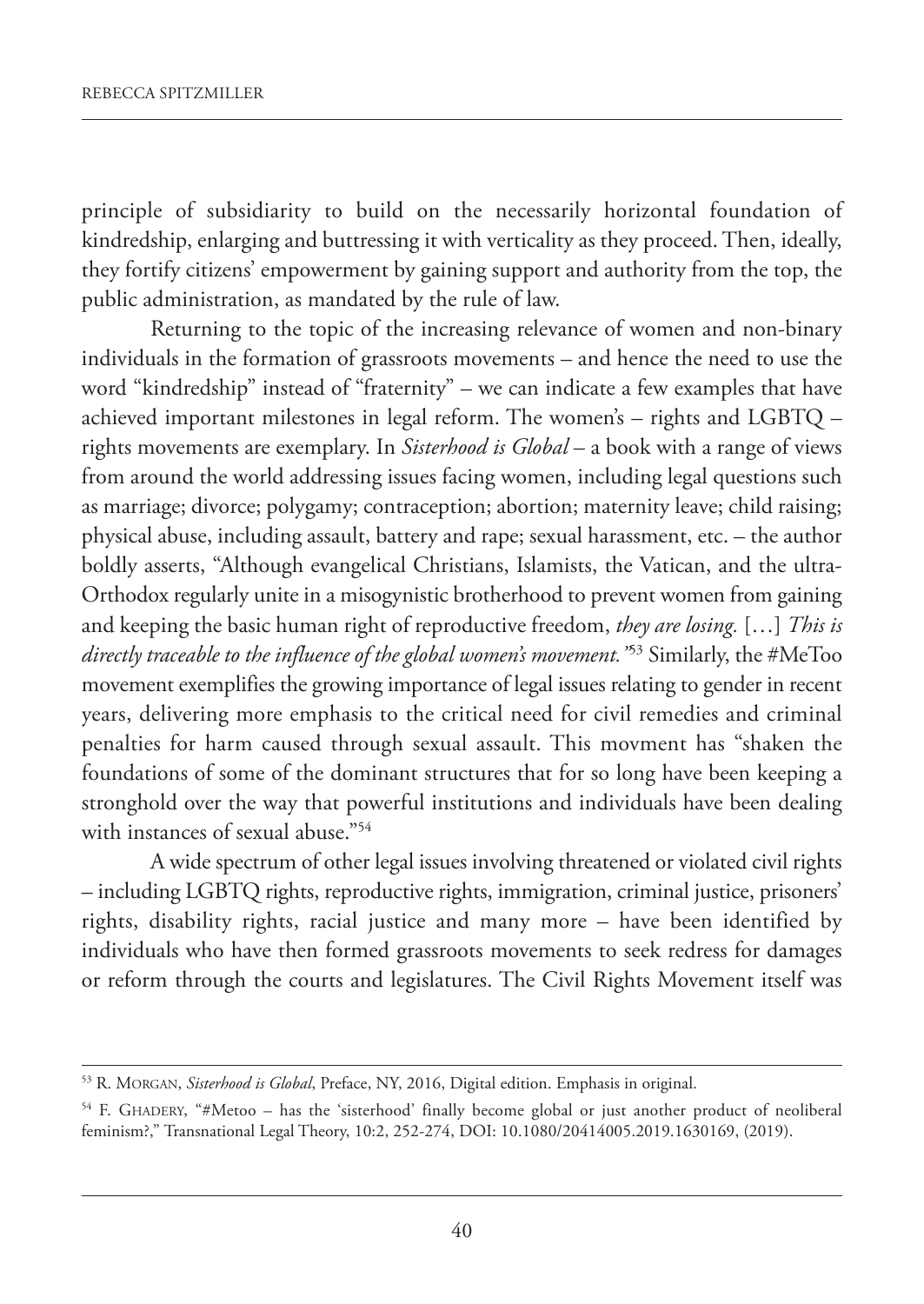principle of subsidiarity to build on the necessarily horizontal foundation of kindredship, enlarging and buttressing it with verticality as they proceed. Then, ideally, they fortify citizens' empowerment by gaining support and authority from the top, the public administration, as mandated by the rule of law.

Returning to the topic of the increasing relevance of women and non-binary individuals in the formation of grassroots movements – and hence the need to use the word "kindredship" instead of "fraternity" – we can indicate a few examples that have achieved important milestones in legal reform. The women's – rights and LGBTQ – rights movements are exemplary. In *Sisterhood is Global* – a book with a range of views from around the world addressing issues facing women, including legal questions such as marriage; divorce; polygamy; contraception; abortion; maternity leave; child raising; physical abuse, including assault, battery and rape; sexual harassment, etc. – the author boldly asserts, "Although evangelical Christians, Islamists, the Vatican, and the ultra-Orthodox regularly unite in a misogynistic brotherhood to prevent women from gaining and keeping the basic human right of reproductive freedom, *they are losing.* […] *This is directly traceable to the influence of the global women's movement.*"[53] Similarly, the #MeToo movement exemplifies the growing importance of legal issues relating to gender in recent years, delivering more emphasis to the critical need for civil remedies and criminal penalties for harm caused through sexual assault. This movment has "shaken the foundations of some of the dominant structures that for so long have been keeping a stronghold over the way that powerful institutions and individuals have been dealing with instances of sexual abuse."[54]

A wide spectrum of other legal issues involving threatened or violated civil rights – including LGBTQ rights, reproductive rights, immigration, criminal justice, prisoners' rights, disability rights, racial justice and many more – have been identified by individuals who have then formed grassroots movements to seek redress for damages or reform through the courts and legislatures. The Civil Rights Movement itself was

---

[53] R. Morgan, *Sisterhood is Global*, Preface, NY, 2016, Digital edition. Emphasis in original.

[54] F. Ghadery, "#Metoo – has the 'sisterhood' finally become global or just another product of neoliberal feminism?," Transnational Legal Theory, 10:2, 252-274, DOI: 10.1080/20414005.2019.1630169, (2019).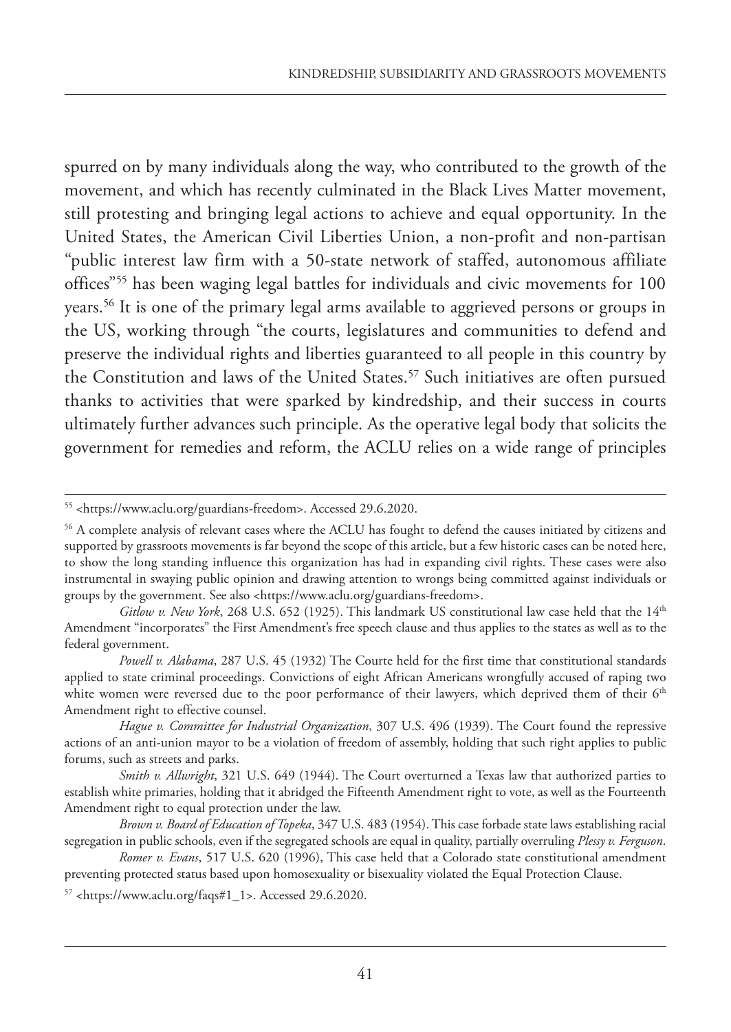spurred on by many individuals along the way, who contributed to the growth of the movement, and which has recently culminated in the Black Lives Matter movement, still protesting and bringing legal actions to achieve and equal opportunity. In the United States, the American Civil Liberties Union, a non-profit and non-partisan "public interest law firm with a 50-state network of staffed, autonomous affiliate offices"[55] has been waging legal battles for individuals and civic movements for 100 years.[56] It is one of the primary legal arms available to aggrieved persons or groups in the US, working through "the courts, legislatures and communities to defend and preserve the individual rights and liberties guaranteed to all people in this country by the Constitution and laws of the United States.[57] Such initiatives are often pursued thanks to activities that were sparked by kindredship, and their success in courts ultimately further advances such principle. As the operative legal body that solicits the government for remedies and reform, the ACLU relies on a wide range of principles

---

[55] <https://www.aclu.org/guardians-freedom>. Accessed 29.6.2020.

[56] A complete analysis of relevant cases where the ACLU has fought to defend the causes initiated by citizens and supported by grassroots movements is far beyond the scope of this article, but a few historic cases can be noted here, to show the long standing influence this organization has had in expanding civil rights. These cases were also instrumental in swaying public opinion and drawing attention to wrongs being committed against individuals or groups by the government. See also <https://www.aclu.org/guardians-freedom>.

*Gitlow v. New York*, 268 U.S. 652 (1925). This landmark US constitutional law case held that the 14th Amendment "incorporates" the First Amendment's free speech clause and thus applies to the states as well as to the federal government.

*Powell v. Alabama*, 287 U.S. 45 (1932) The Courte held for the first time that constitutional standards applied to state criminal proceedings. Convictions of eight African Americans wrongfully accused of raping two white women were reversed due to the poor performance of their lawyers, which deprived them of their 6th Amendment right to effective counsel.

*Hague v. Committee for Industrial Organization*, 307 U.S. 496 (1939). The Court found the repressive actions of an anti-union mayor to be a violation of freedom of assembly, holding that such right applies to public forums, such as streets and parks.

*Smith v. Allwright*, 321 U.S. 649 (1944). The Court overturned a Texas law that authorized parties to establish white primaries, holding that it abridged the Fifteenth Amendment right to vote, as well as the Fourteenth Amendment right to equal protection under the law.

*Brown v. Board of Education of Topeka*, 347 U.S. 483 (1954). This case forbade state laws establishing racial segregation in public schools, even if the segregated schools are equal in quality, partially overruling *Plessy v. Ferguson*.

*Romer v. Evans*, 517 U.S. 620 (1996), This case held that a Colorado state constitutional amendment preventing protected status based upon homosexuality or bisexuality violated the Equal Protection Clause.

[57] <https://www.aclu.org/faqs#1_1>. Accessed 29.6.2020.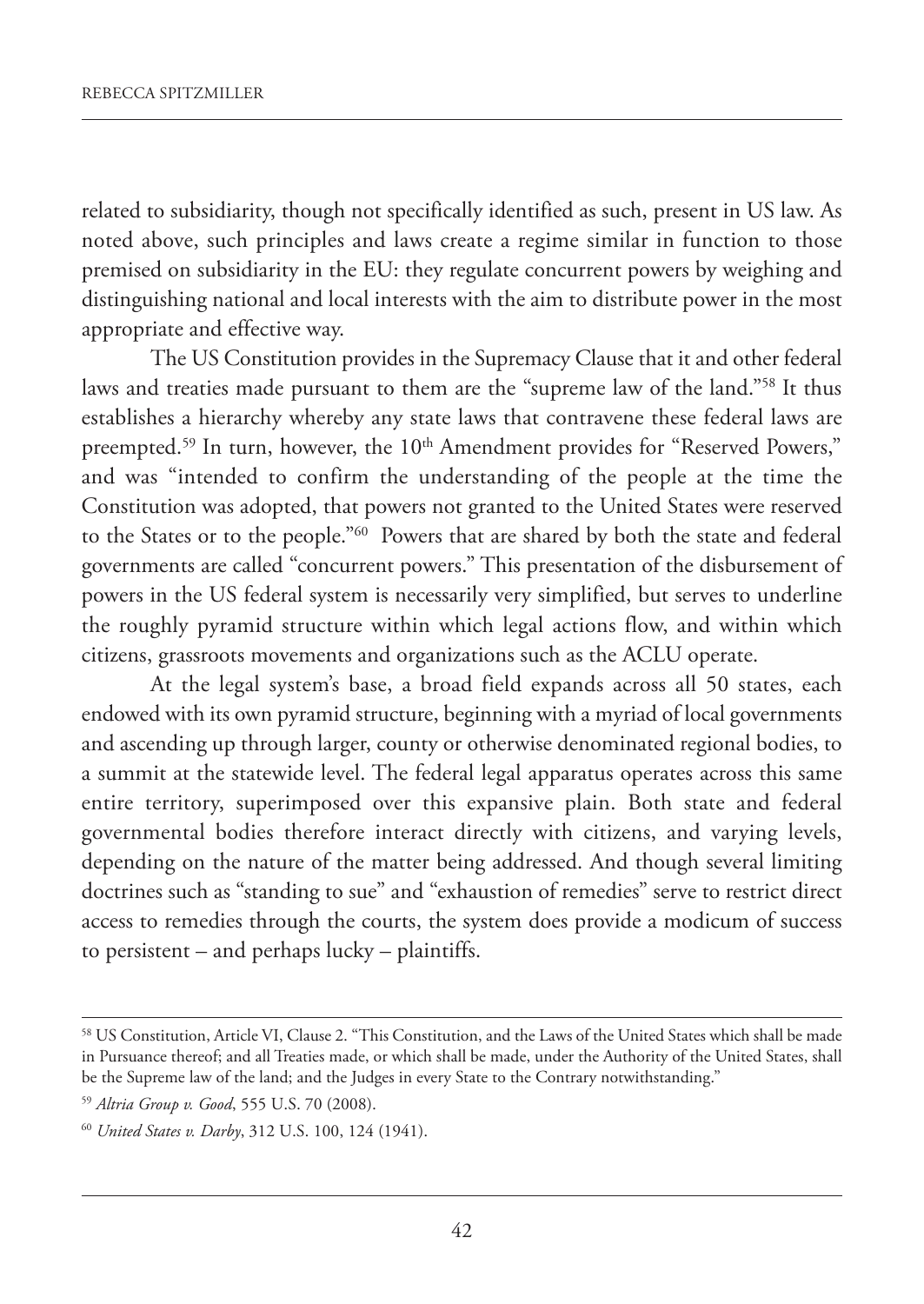related to subsidiarity, though not specifically identified as such, present in US law. As noted above, such principles and laws create a regime similar in function to those premised on subsidiarity in the EU: they regulate concurrent powers by weighing and distinguishing national and local interests with the aim to distribute power in the most appropriate and effective way.

The US Constitution provides in the Supremacy Clause that it and other federal laws and treaties made pursuant to them are the "supreme law of the land."[58] It thus establishes a hierarchy whereby any state laws that contravene these federal laws are preempted.[59] In turn, however, the 10th Amendment provides for "Reserved Powers," and was "intended to confirm the understanding of the people at the time the Constitution was adopted, that powers not granted to the United States were reserved to the States or to the people."[60] Powers that are shared by both the state and federal governments are called "concurrent powers." This presentation of the disbursement of powers in the US federal system is necessarily very simplified, but serves to underline the roughly pyramid structure within which legal actions flow, and within which citizens, grassroots movements and organizations such as the ACLU operate.

At the legal system's base, a broad field expands across all 50 states, each endowed with its own pyramid structure, beginning with a myriad of local governments and ascending up through larger, county or otherwise denominated regional bodies, to a summit at the statewide level. The federal legal apparatus operates across this same entire territory, superimposed over this expansive plain. Both state and federal governmental bodies therefore interact directly with citizens, and varying levels, depending on the nature of the matter being addressed. And though several limiting doctrines such as "standing to sue" and "exhaustion of remedies" serve to restrict direct access to remedies through the courts, the system does provide a modicum of success to persistent – and perhaps lucky – plaintiffs.

---

[58] US Constitution, Article VI, Clause 2. "This Constitution, and the Laws of the United States which shall be made in Pursuance thereof; and all Treaties made, or which shall be made, under the Authority of the United States, shall be the Supreme law of the land; and the Judges in every State to the Contrary notwithstanding."

[59] *Altria Group v. Good*, 555 U.S. 70 (2008).

[60] *United States v. Darby*, 312 U.S. 100, 124 (1941).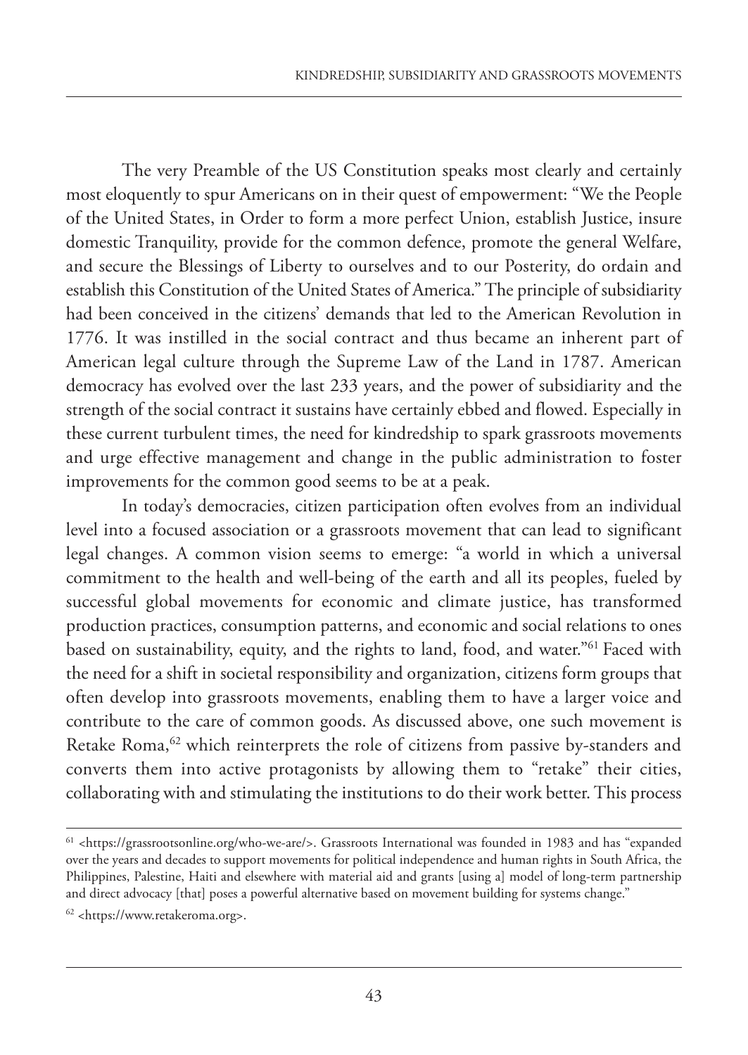The very Preamble of the US Constitution speaks most clearly and certainly most eloquently to spur Americans on in their quest of empowerment: "We the People of the United States, in Order to form a more perfect Union, establish Justice, insure domestic Tranquility, provide for the common defence, promote the general Welfare, and secure the Blessings of Liberty to ourselves and to our Posterity, do ordain and establish this Constitution of the United States of America." The principle of subsidiarity had been conceived in the citizens' demands that led to the American Revolution in 1776. It was instilled in the social contract and thus became an inherent part of American legal culture through the Supreme Law of the Land in 1787. American democracy has evolved over the last 233 years, and the power of subsidiarity and the strength of the social contract it sustains have certainly ebbed and flowed. Especially in these current turbulent times, the need for kindredship to spark grassroots movements and urge effective management and change in the public administration to foster improvements for the common good seems to be at a peak.

In today's democracies, citizen participation often evolves from an individual level into a focused association or a grassroots movement that can lead to significant legal changes. A common vision seems to emerge: "a world in which a universal commitment to the health and well-being of the earth and all its peoples, fueled by successful global movements for economic and climate justice, has transformed production practices, consumption patterns, and economic and social relations to ones based on sustainability, equity, and the rights to land, food, and water."[61] Faced with the need for a shift in societal responsibility and organization, citizens form groups that often develop into grassroots movements, enabling them to have a larger voice and contribute to the care of common goods. As discussed above, one such movement is Retake Roma,[62] which reinterprets the role of citizens from passive by-standers and converts them into active protagonists by allowing them to "retake" their cities, collaborating with and stimulating the institutions to do their work better. This process

---

[61] <https://grassrootsonline.org/who-we-are/>. Grassroots International was founded in 1983 and has "expanded over the years and decades to support movements for political independence and human rights in South Africa, the Philippines, Palestine, Haiti and elsewhere with material aid and grants [using a] model of long-term partnership and direct advocacy [that] poses a powerful alternative based on movement building for systems change."

[62] <https://www.retakeroma.org>.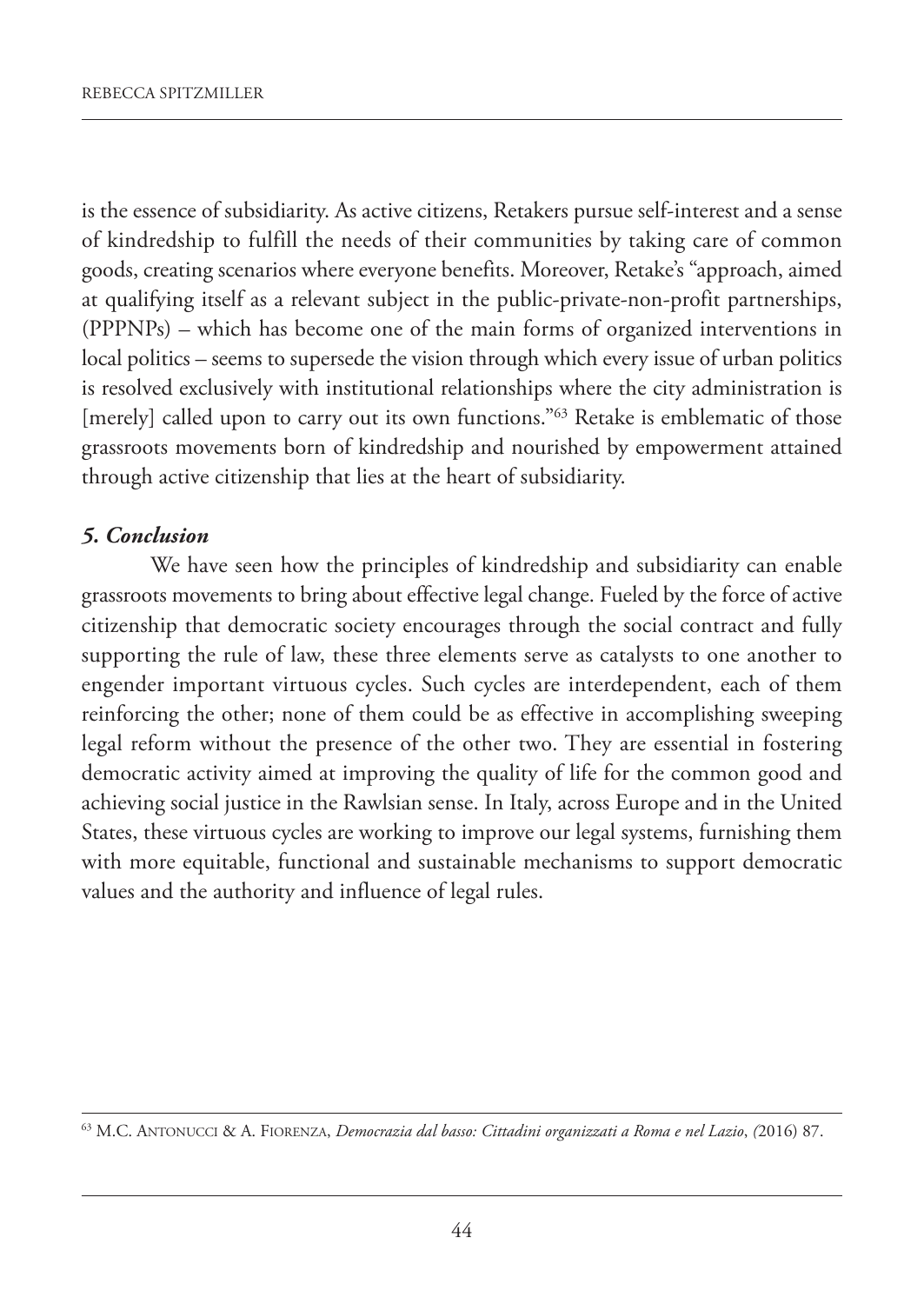is the essence of subsidiarity. As active citizens, Retakers pursue self-interest and a sense of kindredship to fulfill the needs of their communities by taking care of common goods, creating scenarios where everyone benefits. Moreover, Retake's "approach, aimed at qualifying itself as a relevant subject in the public-private-non-profit partnerships, (PPPNPs) – which has become one of the main forms of organized interventions in local politics – seems to supersede the vision through which every issue of urban politics is resolved exclusively with institutional relationships where the city administration is [merely] called upon to carry out its own functions."[63] Retake is emblematic of those grassroots movements born of kindredship and nourished by empowerment attained through active citizenship that lies at the heart of subsidiarity.

### *5. Conclusion*

We have seen how the principles of kindredship and subsidiarity can enable grassroots movements to bring about effective legal change. Fueled by the force of active citizenship that democratic society encourages through the social contract and fully supporting the rule of law, these three elements serve as catalysts to one another to engender important virtuous cycles. Such cycles are interdependent, each of them reinforcing the other; none of them could be as effective in accomplishing sweeping legal reform without the presence of the other two. They are essential in fostering democratic activity aimed at improving the quality of life for the common good and achieving social justice in the Rawlsian sense. In Italy, across Europe and in the United States, these virtuous cycles are working to improve our legal systems, furnishing them with more equitable, functional and sustainable mechanisms to support democratic values and the authority and influence of legal rules.

---

[63] M.C. Antonucci & A. Fiorenza, *Democrazia dal basso: Cittadini organizzati a Roma e nel Lazio*, *(*2016) 87.